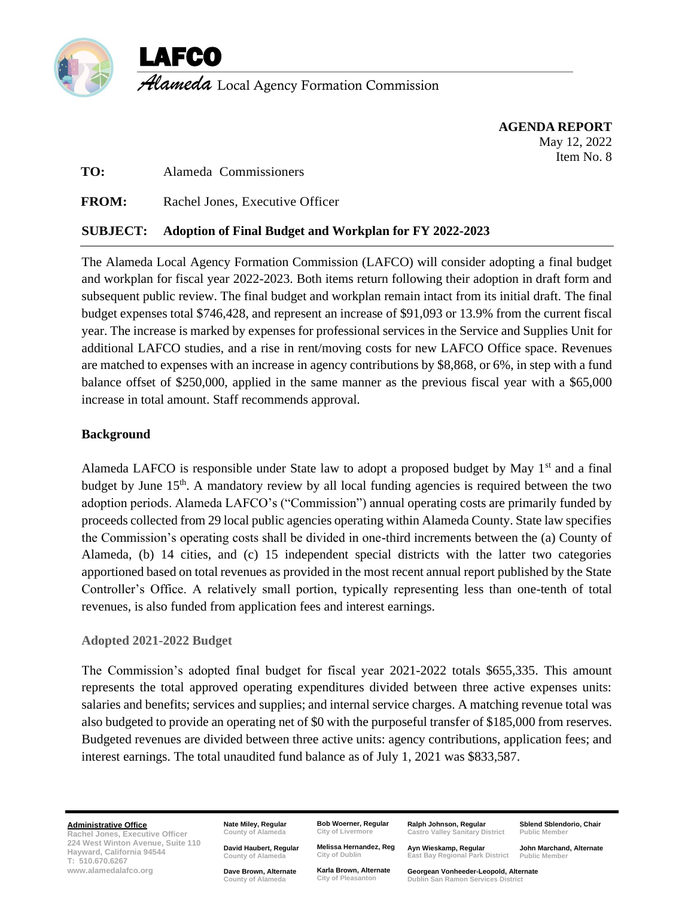# LAFCO

*Alameda* Local Agency Formation Commission

**AGENDA REPORT**
May 12, 2022
Item No. 8

**TO:** Alameda Commissioners

**FROM:** Rachel Jones, Executive Officer

**SUBJECT: Adoption of Final Budget and Workplan for FY 2022-2023**

The Alameda Local Agency Formation Commission (LAFCO) will consider adopting a final budget and workplan for fiscal year 2022-2023. Both items return following their adoption in draft form and subsequent public review. The final budget and workplan remain intact from its initial draft. The final budget expenses total $746,428, and represent an increase of $91,093 or 13.9% from the current fiscal year. The increase is marked by expenses for professional services in the Service and Supplies Unit for additional LAFCO studies, and a rise in rent/moving costs for new LAFCO Office space. Revenues are matched to expenses with an increase in agency contributions by $8,868, or 6%, in step with a fund balance offset of $250,000, applied in the same manner as the previous fiscal year with a $65,000 increase in total amount. Staff recommends approval.

## Background

Alameda LAFCO is responsible under State law to adopt a proposed budget by May 1st and a final budget by June 15th. A mandatory review by all local funding agencies is required between the two adoption periods. Alameda LAFCO's ("Commission") annual operating costs are primarily funded by proceeds collected from 29 local public agencies operating within Alameda County. State law specifies the Commission's operating costs shall be divided in one-third increments between the (a) County of Alameda, (b) 14 cities, and (c) 15 independent special districts with the latter two categories apportioned based on total revenues as provided in the most recent annual report published by the State Controller's Office. A relatively small portion, typically representing less than one-tenth of total revenues, is also funded from application fees and interest earnings.

### Adopted 2021-2022 Budget

The Commission's adopted final budget for fiscal year 2021-2022 totals $655,335. This amount represents the total approved operating expenditures divided between three active expenses units: salaries and benefits; services and supplies; and internal service charges. A matching revenue total was also budgeted to provide an operating net of $0 with the purposeful transfer of $185,000 from reserves. Budgeted revenues are divided between three active units: agency contributions, application fees; and interest earnings. The total unaudited fund balance as of July 1, 2021 was $833,587.

**Administrative Office**
Rachel Jones, Executive Officer
224 West Winton Avenue, Suite 110
Hayward, California 94544
T: 510.670.6267
www.alamedalafco.org

**Nate Miley, Regular** – County of Alameda
**David Haubert, Regular** – County of Alameda
**Dave Brown, Alternate** – County of Alameda
**Bob Woerner, Regular** – City of Livermore
**Melissa Hernandez, Reg** – City of Dublin
**Karla Brown, Alternate** – City of Pleasanton
**Ralph Johnson, Regular** – Castro Valley Sanitary District
**Ayn Wieskamp, Regular** – East Bay Regional Park District
**Georgean Vonheeder-Leopold, Alternate** – Dublin San Ramon Services District
**Sblend Sblendorio, Chair** – Public Member
**John Marchand, Alternate** – Public Member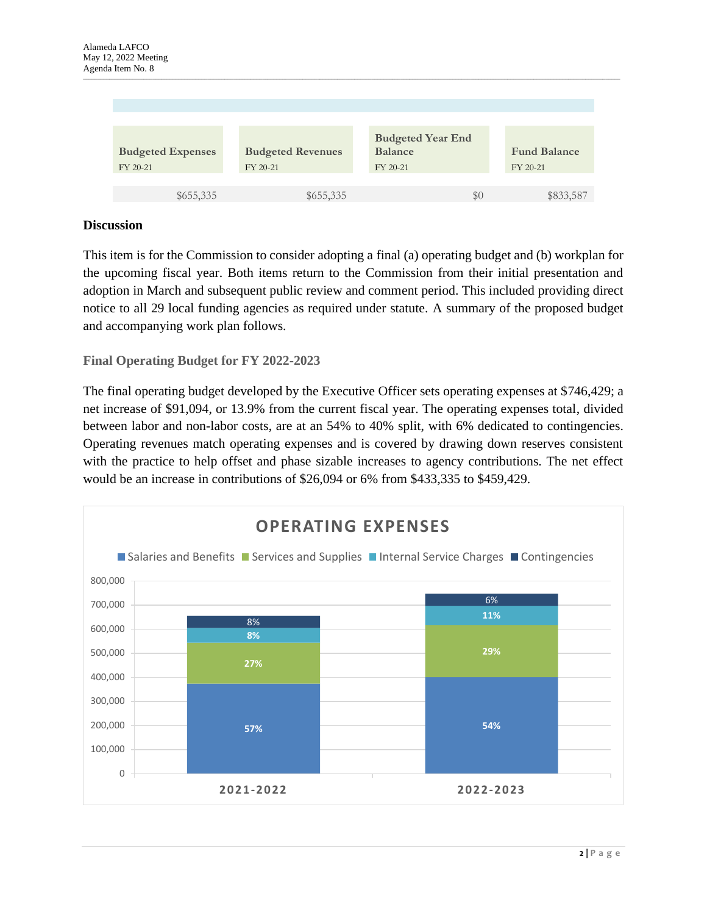| Budgeted Expenses<br>FY 20-21 | Budgeted Revenues<br>FY 20-21 | Budgeted Year End Balance<br>FY 20-21 | Fund Balance<br>FY 20-21 |
|---|---|---|---|
| $655,335 | $655,335 | $0 | $833,587 |

## Discussion

This item is for the Commission to consider adopting a final (a) operating budget and (b) workplan for the upcoming fiscal year. Both items return to the Commission from their initial presentation and adoption in March and subsequent public review and comment period. This included providing direct notice to all 29 local funding agencies as required under statute. A summary of the proposed budget and accompanying work plan follows.

### Final Operating Budget for FY 2022-2023

The final operating budget developed by the Executive Officer sets operating expenses at $746,429; a net increase of $91,094, or 13.9% from the current fiscal year. The operating expenses total, divided between labor and non-labor costs, are at an 54% to 40% split, with 6% dedicated to contingencies. Operating revenues match operating expenses and is covered by drawing down reserves consistent with the practice to help offset and phase sizable increases to agency contributions. The net effect would be an increase in contributions of $26,094 or 6% from $433,335 to $459,429.

OPERATING EXPENSES

Salaries and Benefits, Services and Supplies, Internal Service Charges, Contingencies

0, 100,000, 200,000, 300,000, 400,000, 500,000, 600,000, 700,000, 800,000

2021-2022: 57%, 27%, 8%, 8%

2022-2023: 54%, 29%, 11%, 6%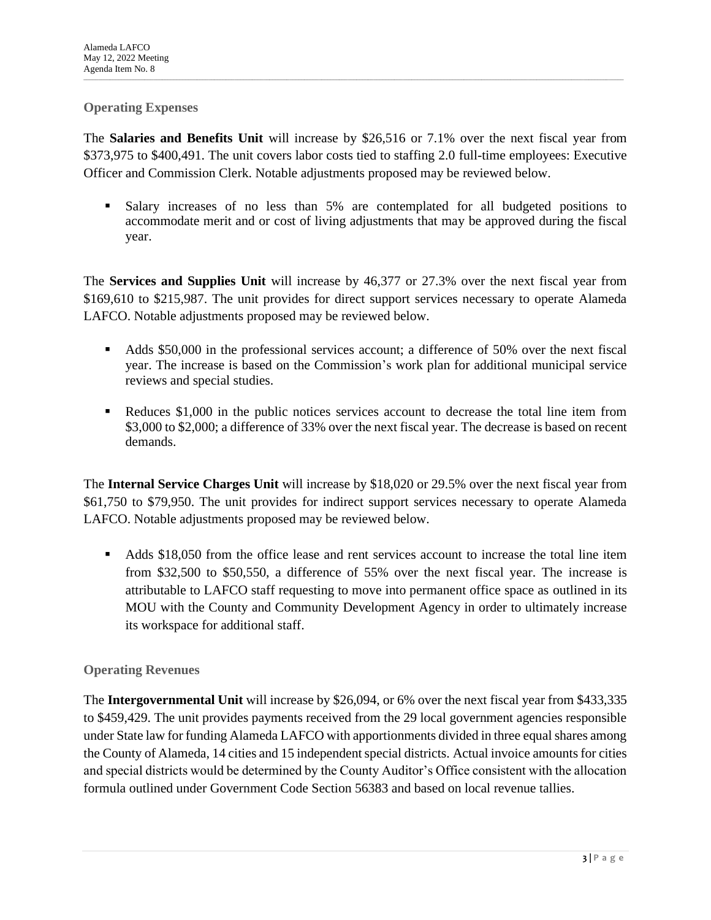### Operating Expenses

The **Salaries and Benefits Unit** will increase by $26,516 or 7.1% over the next fiscal year from $373,975 to $400,491. The unit covers labor costs tied to staffing 2.0 full-time employees: Executive Officer and Commission Clerk. Notable adjustments proposed may be reviewed below.

- Salary increases of no less than 5% are contemplated for all budgeted positions to accommodate merit and or cost of living adjustments that may be approved during the fiscal year.

The **Services and Supplies Unit** will increase by 46,377 or 27.3% over the next fiscal year from $169,610 to $215,987. The unit provides for direct support services necessary to operate Alameda LAFCO. Notable adjustments proposed may be reviewed below.

- Adds $50,000 in the professional services account; a difference of 50% over the next fiscal year. The increase is based on the Commission's work plan for additional municipal service reviews and special studies.

- Reduces $1,000 in the public notices services account to decrease the total line item from $3,000 to $2,000; a difference of 33% over the next fiscal year. The decrease is based on recent demands.

The **Internal Service Charges Unit** will increase by $18,020 or 29.5% over the next fiscal year from $61,750 to $79,950. The unit provides for indirect support services necessary to operate Alameda LAFCO. Notable adjustments proposed may be reviewed below.

- Adds $18,050 from the office lease and rent services account to increase the total line item from $32,500 to $50,550, a difference of 55% over the next fiscal year. The increase is attributable to LAFCO staff requesting to move into permanent office space as outlined in its MOU with the County and Community Development Agency in order to ultimately increase its workspace for additional staff.

### Operating Revenues

The **Intergovernmental Unit** will increase by $26,094, or 6% over the next fiscal year from $433,335 to $459,429. The unit provides payments received from the 29 local government agencies responsible under State law for funding Alameda LAFCO with apportionments divided in three equal shares among the County of Alameda, 14 cities and 15 independent special districts. Actual invoice amounts for cities and special districts would be determined by the County Auditor's Office consistent with the allocation formula outlined under Government Code Section 56383 and based on local revenue tallies.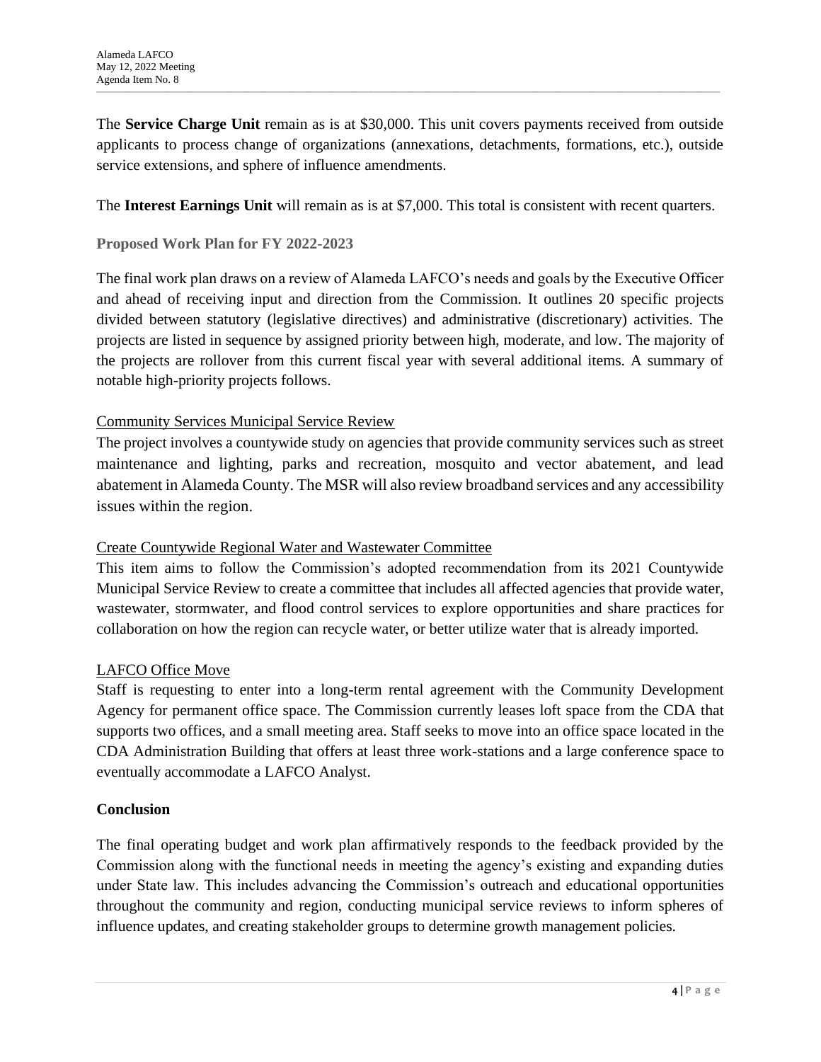The **Service Charge Unit** remain as is at $30,000. This unit covers payments received from outside applicants to process change of organizations (annexations, detachments, formations, etc.), outside service extensions, and sphere of influence amendments.

The **Interest Earnings Unit** will remain as is at $7,000. This total is consistent with recent quarters.

### Proposed Work Plan for FY 2022-2023

The final work plan draws on a review of Alameda LAFCO's needs and goals by the Executive Officer and ahead of receiving input and direction from the Commission. It outlines 20 specific projects divided between statutory (legislative directives) and administrative (discretionary) activities. The projects are listed in sequence by assigned priority between high, moderate, and low. The majority of the projects are rollover from this current fiscal year with several additional items. A summary of notable high-priority projects follows.

Community Services Municipal Service Review

The project involves a countywide study on agencies that provide community services such as street maintenance and lighting, parks and recreation, mosquito and vector abatement, and lead abatement in Alameda County. The MSR will also review broadband services and any accessibility issues within the region.

Create Countywide Regional Water and Wastewater Committee

This item aims to follow the Commission's adopted recommendation from its 2021 Countywide Municipal Service Review to create a committee that includes all affected agencies that provide water, wastewater, stormwater, and flood control services to explore opportunities and share practices for collaboration on how the region can recycle water, or better utilize water that is already imported.

LAFCO Office Move

Staff is requesting to enter into a long-term rental agreement with the Community Development Agency for permanent office space. The Commission currently leases loft space from the CDA that supports two offices, and a small meeting area. Staff seeks to move into an office space located in the CDA Administration Building that offers at least three work-stations and a large conference space to eventually accommodate a LAFCO Analyst.

### Conclusion

The final operating budget and work plan affirmatively responds to the feedback provided by the Commission along with the functional needs in meeting the agency's existing and expanding duties under State law. This includes advancing the Commission's outreach and educational opportunities throughout the community and region, conducting municipal service reviews to inform spheres of influence updates, and creating stakeholder groups to determine growth management policies.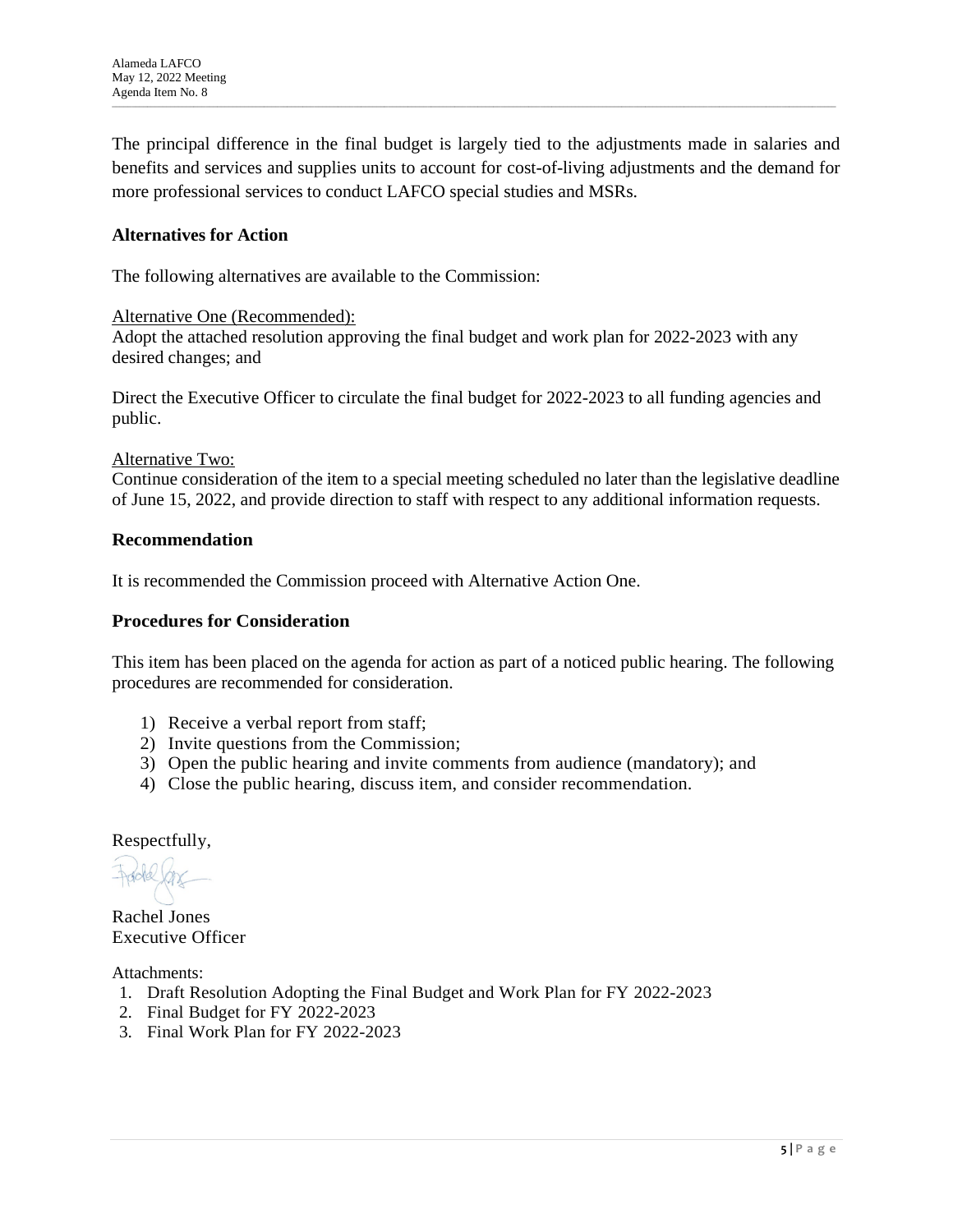The principal difference in the final budget is largely tied to the adjustments made in salaries and benefits and services and supplies units to account for cost-of-living adjustments and the demand for more professional services to conduct LAFCO special studies and MSRs.

## Alternatives for Action

The following alternatives are available to the Commission:

Alternative One (Recommended):
Adopt the attached resolution approving the final budget and work plan for 2022-2023 with any desired changes; and

Direct the Executive Officer to circulate the final budget for 2022-2023 to all funding agencies and public.

Alternative Two:
Continue consideration of the item to a special meeting scheduled no later than the legislative deadline of June 15, 2022, and provide direction to staff with respect to any additional information requests.

## Recommendation

It is recommended the Commission proceed with Alternative Action One.

## Procedures for Consideration

This item has been placed on the agenda for action as part of a noticed public hearing. The following procedures are recommended for consideration.

1) Receive a verbal report from staff;
2) Invite questions from the Commission;
3) Open the public hearing and invite comments from audience (mandatory); and
4) Close the public hearing, discuss item, and consider recommendation.

Respectfully,

Rachel Jones
Executive Officer

Attachments:
1. Draft Resolution Adopting the Final Budget and Work Plan for FY 2022-2023
2. Final Budget for FY 2022-2023
3. Final Work Plan for FY 2022-2023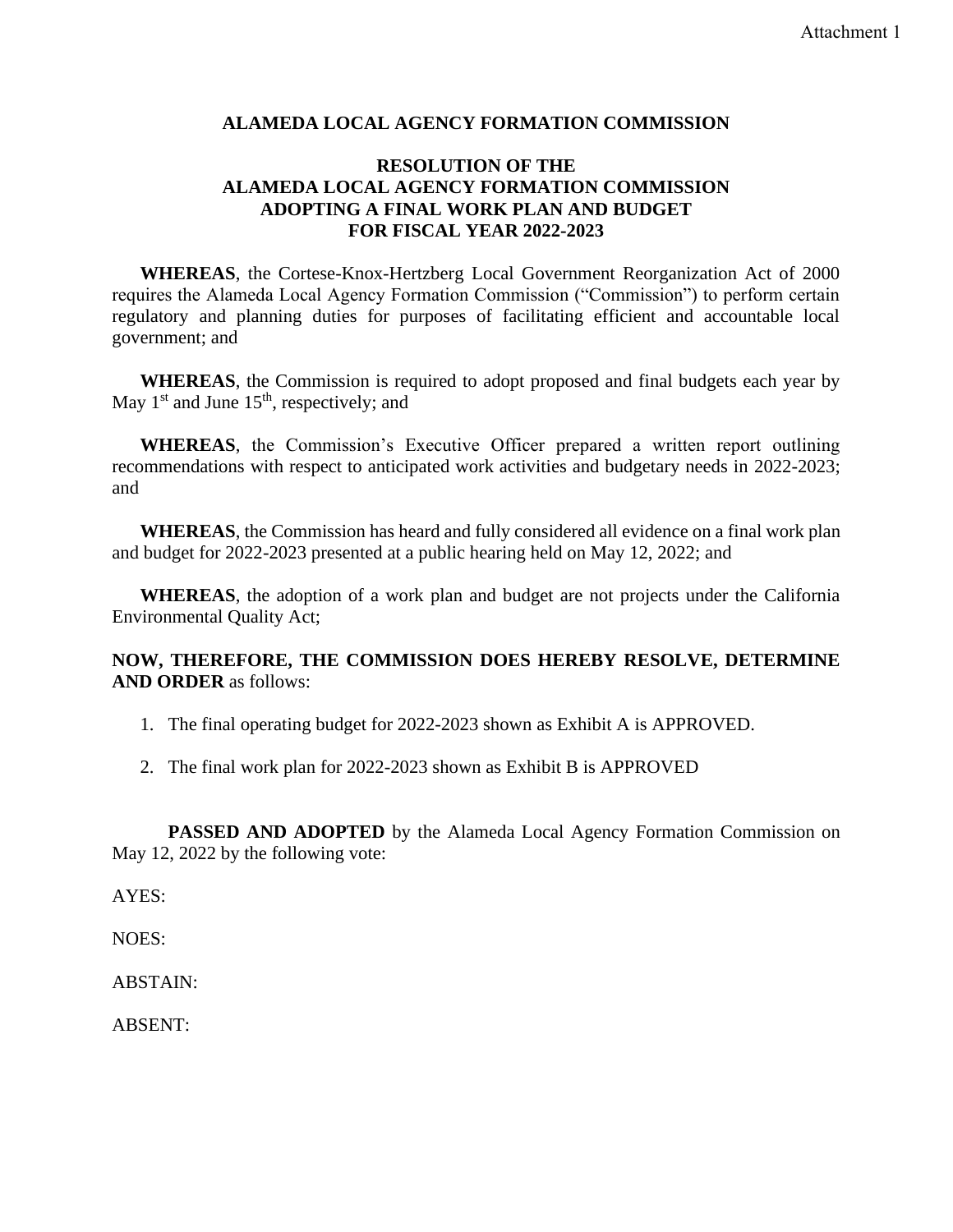Attachment 1

# ALAMEDA LOCAL AGENCY FORMATION COMMISSION

## RESOLUTION OF THE ALAMEDA LOCAL AGENCY FORMATION COMMISSION ADOPTING A FINAL WORK PLAN AND BUDGET FOR FISCAL YEAR 2022-2023

**WHEREAS**, the Cortese-Knox-Hertzberg Local Government Reorganization Act of 2000 requires the Alameda Local Agency Formation Commission ("Commission") to perform certain regulatory and planning duties for purposes of facilitating efficient and accountable local government; and

**WHEREAS**, the Commission is required to adopt proposed and final budgets each year by May 1st and June 15th, respectively; and

**WHEREAS**, the Commission's Executive Officer prepared a written report outlining recommendations with respect to anticipated work activities and budgetary needs in 2022-2023; and

**WHEREAS**, the Commission has heard and fully considered all evidence on a final work plan and budget for 2022-2023 presented at a public hearing held on May 12, 2022; and

**WHEREAS**, the adoption of a work plan and budget are not projects under the California Environmental Quality Act;

**NOW, THEREFORE, THE COMMISSION DOES HEREBY RESOLVE, DETERMINE AND ORDER** as follows:

1. The final operating budget for 2022-2023 shown as Exhibit A is APPROVED.
2. The final work plan for 2022-2023 shown as Exhibit B is APPROVED

**PASSED AND ADOPTED** by the Alameda Local Agency Formation Commission on May 12, 2022 by the following vote:

AYES:

NOES:

ABSTAIN:

ABSENT: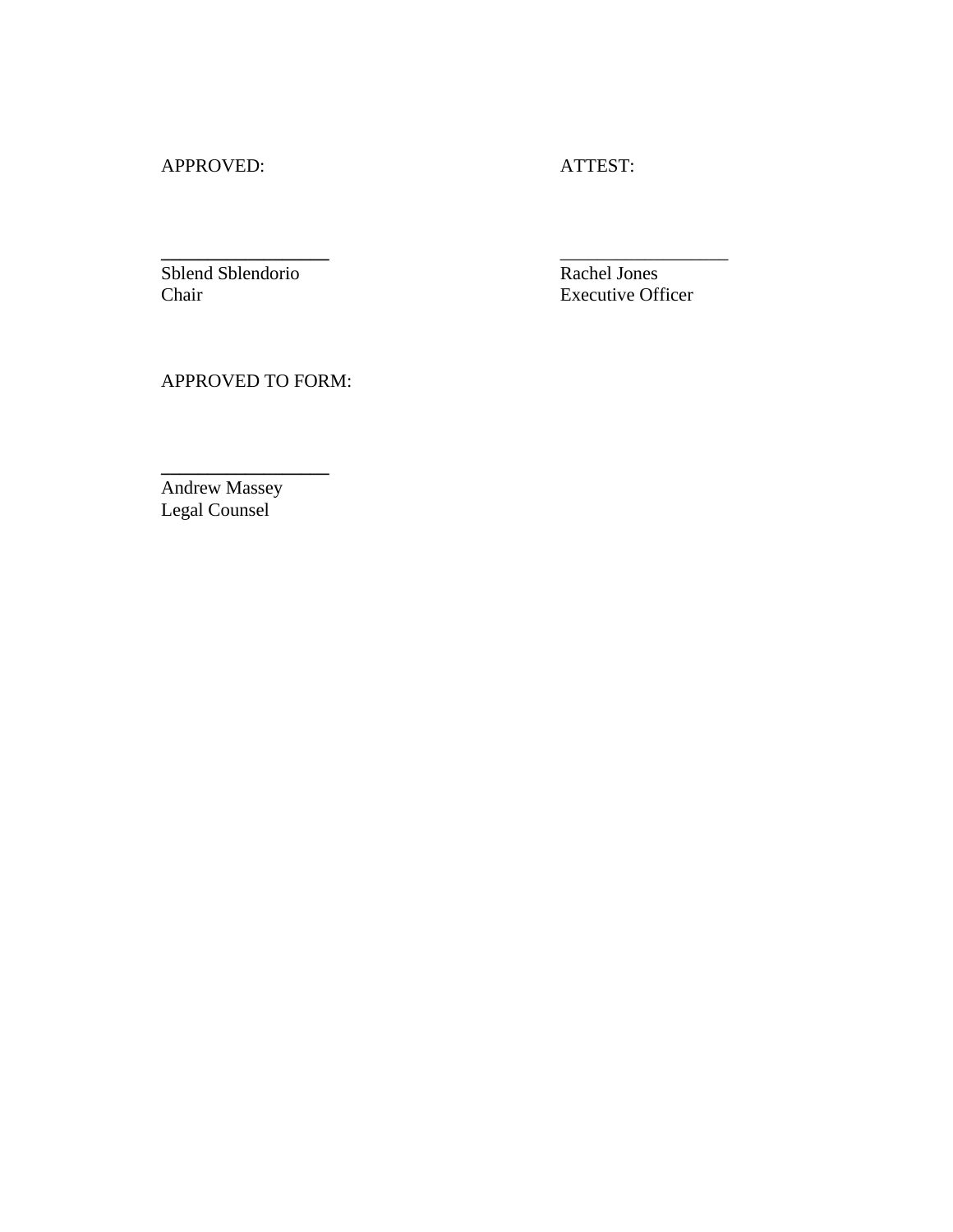APPROVED: ATTEST:

\_\_\_\_\_\_\_\_\_\_\_\_\_\_\_\_\_\_ \_\_\_\_\_\_\_\_\_\_\_\_\_\_\_\_\_\_

Sblend Sblendorio
Chair

Rachel Jones
Executive Officer

APPROVED TO FORM:

\_\_\_\_\_\_\_\_\_\_\_\_\_\_\_\_\_\_

Andrew Massey
Legal Counsel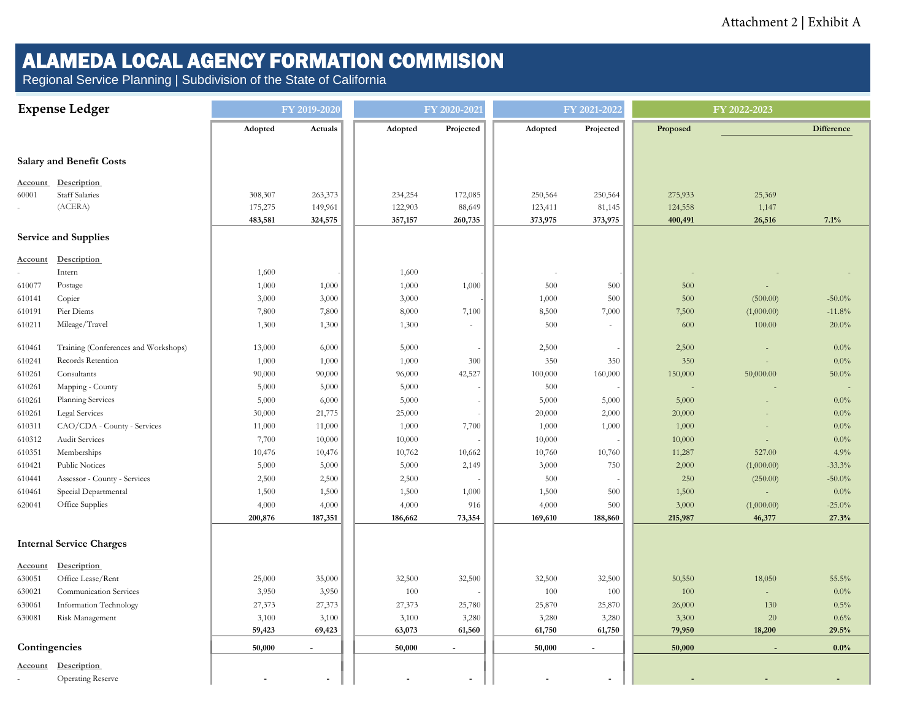Attachment 2 | Exhibit A

# ALAMEDA LOCAL AGENCY FORMATION COMMISION

Regional Service Planning | Subdivision of the State of California

## Expense Ledger

| Account | Description | FY 2019-2020 Adopted | FY 2019-2020 Actuals | FY 2020-2021 Adopted | FY 2020-2021 Projected | FY 2021-2022 Adopted | FY 2021-2022 Projected | FY 2022-2023 Proposed | | FY 2022-2023 Difference |
|---|---|---|---|---|---|---|---|---|---|---|
| **Salary and Benefit Costs** | | | | | | | | | | |
| 60001 | Staff Salaries | 308,307 | 263,373 | 234,254 | 172,085 | 250,564 | 250,564 | 275,933 | 25,369 | |
| - | (ACERA) | 175,275 | 149,961 | 122,903 | 88,649 | 123,411 | 81,145 | 124,558 | 1,147 | |
| | | **483,581** | **324,575** | **357,157** | **260,735** | **373,975** | **373,975** | **400,491** | **26,516** | **7.1%** |
| **Service and Supplies** | | | | | | | | | | |
| - | Intern | 1,600 | - | 1,600 | - | - | - | - | - | - |
| 610077 | Postage | 1,000 | 1,000 | 1,000 | 1,000 | 500 | 500 | 500 | - | |
| 610141 | Copier | 3,000 | 3,000 | 3,000 | - | 1,000 | 500 | 500 | (500.00) | -50.0% |
| 610191 | Pier Diems | 7,800 | 7,800 | 8,000 | 7,100 | 8,500 | 7,000 | 7,500 | (1,000.00) | -11.8% |
| 610211 | Mileage/Travel | 1,300 | 1,300 | 1,300 | - | 500 | - | 600 | 100.00 | 20.0% |
| 610461 | Training (Conferences and Workshops) | 13,000 | 6,000 | 5,000 | - | 2,500 | - | 2,500 | - | 0.0% |
| 610241 | Records Retention | 1,000 | 1,000 | 1,000 | 300 | 350 | 350 | 350 | - | 0.0% |
| 610261 | Consultants | 90,000 | 90,000 | 96,000 | 42,527 | 100,000 | 160,000 | 150,000 | 50,000.00 | 50.0% |
| 610261 | Mapping - County | 5,000 | 5,000 | 5,000 | - | 500 | - | - | - | - |
| 610261 | Planning Services | 5,000 | 6,000 | 5,000 | - | 5,000 | 5,000 | 5,000 | - | 0.0% |
| 610261 | Legal Services | 30,000 | 21,775 | 25,000 | - | 20,000 | 2,000 | 20,000 | - | 0.0% |
| 610311 | CAO/CDA - County - Services | 11,000 | 11,000 | 1,000 | 7,700 | 1,000 | 1,000 | 1,000 | - | 0.0% |
| 610312 | Audit Services | 7,700 | 10,000 | 10,000 | - | 10,000 | - | 10,000 | - | 0.0% |
| 610351 | Memberships | 10,476 | 10,476 | 10,762 | 10,662 | 10,760 | 10,760 | 11,287 | 527.00 | 4.9% |
| 610421 | Public Notices | 5,000 | 5,000 | 5,000 | 2,149 | 3,000 | 750 | 2,000 | (1,000.00) | -33.3% |
| 610441 | Assessor - County - Services | 2,500 | 2,500 | 2,500 | - | 500 | - | 250 | (250.00) | -50.0% |
| 610461 | Special Departmental | 1,500 | 1,500 | 1,500 | 1,000 | 1,500 | 500 | 1,500 | - | 0.0% |
| 620041 | Office Supplies | 4,000 | 4,000 | 4,000 | 916 | 4,000 | 500 | 3,000 | (1,000.00) | -25.0% |
| | | **200,876** | **187,351** | **186,662** | **73,354** | **169,610** | **188,860** | **215,987** | **46,377** | **27.3%** |
| **Internal Service Charges** | | | | | | | | | | |
| 630051 | Office Lease/Rent | 25,000 | 35,000 | 32,500 | 32,500 | 32,500 | 32,500 | 50,550 | 18,050 | 55.5% |
| 630021 | Communication Services | 3,950 | 3,950 | 100 | - | 100 | 100 | 100 | - | 0.0% |
| 630061 | Information Technology | 27,373 | 27,373 | 27,373 | 25,780 | 25,870 | 25,870 | 26,000 | 130 | 0.5% |
| 630081 | Risk Management | 3,100 | 3,100 | 3,100 | 3,280 | 3,280 | 3,280 | 3,300 | 20 | 0.6% |
| | | **59,423** | **69,423** | **63,073** | **61,560** | **61,750** | **61,750** | **79,950** | **18,200** | **29.5%** |
| **Contingencies** | | **50,000** | **-** | **50,000** | **-** | **50,000** | **-** | **50,000** | **-** | **0.0%** |
| - | Operating Reserve | - | - | - | - | - | - | - | - | - |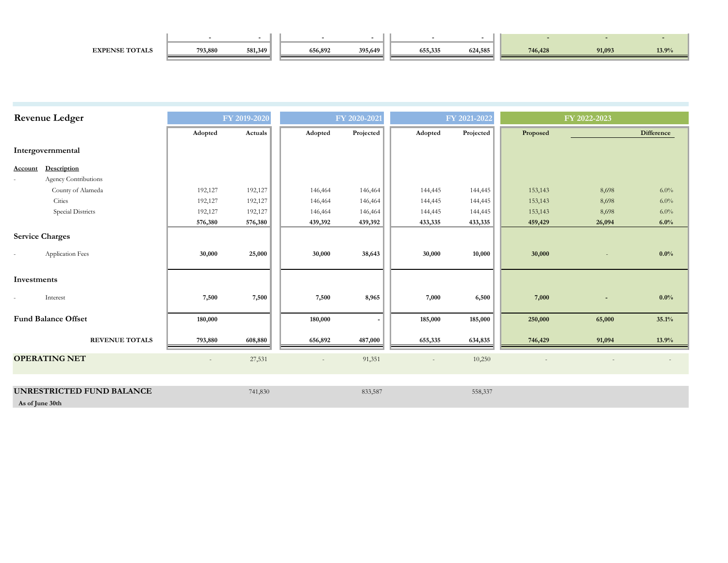| | FY 2019-2020 Adopted | FY 2019-2020 Actuals | FY 2020-2021 Adopted | FY 2020-2021 Projected | FY 2021-2022 Adopted | FY 2021-2022 Projected | FY 2022-2023 Proposed | | Difference |
|---|---|---|---|---|---|---|---|---|---|
| | - | - | - | - | - | - | - | - | - |
| **EXPENSE TOTALS** | **793,880** | **581,349** | **656,892** | **395,649** | **655,335** | **624,585** | **746,428** | **91,093** | **13.9%** |

## Revenue Ledger

| | | FY 2019-2020 | | FY 2020-2021 | | FY 2021-2022 | | FY 2022-2023 | | |
|---|---|---|---|---|---|---|---|---|---|---|
| | | Adopted | Actuals | Adopted | Projected | Adopted | Projected | Proposed | | Difference |
| **Intergovernmental** | | | | | | | | | | |
| **Account** | **Description** | | | | | | | | | |
| - | Agency Contributions | | | | | | | | | |
| | County of Alameda | 192,127 | 192,127 | 146,464 | 146,464 | 144,445 | 144,445 | 153,143 | 8,698 | 6.0% |
| | Cities | 192,127 | 192,127 | 146,464 | 146,464 | 144,445 | 144,445 | 153,143 | 8,698 | 6.0% |
| | Special Districts | 192,127 | 192,127 | 146,464 | 146,464 | 144,445 | 144,445 | 153,143 | 8,698 | 6.0% |
| | | **576,380** | **576,380** | **439,392** | **439,392** | **433,335** | **433,335** | **459,429** | **26,094** | **6.0%** |
| **Service Charges** | | | | | | | | | | |
| - | Application Fees | **30,000** | **25,000** | **30,000** | **38,643** | **30,000** | **10,000** | **30,000** | - | **0.0%** |
| **Investments** | | | | | | | | | | |
| - | Interest | **7,500** | **7,500** | **7,500** | **8,965** | **7,000** | **6,500** | **7,000** | **-** | **0.0%** |
| **Fund Balance Offset** | | **180,000** | | **180,000** | **-** | **185,000** | **185,000** | **250,000** | **65,000** | **35.1%** |
| | **REVENUE TOTALS** | **793,880** | **608,880** | **656,892** | **487,000** | **655,335** | **634,835** | **746,429** | **91,094** | **13.9%** |
| **OPERATING NET** | | - | 27,531 | - | 91,351 | - | 10,250 | - | - | - |
| **UNRESTRICTED FUND BALANCE** As of June 30th | | | 741,830 | | 833,587 | | 558,337 | | | |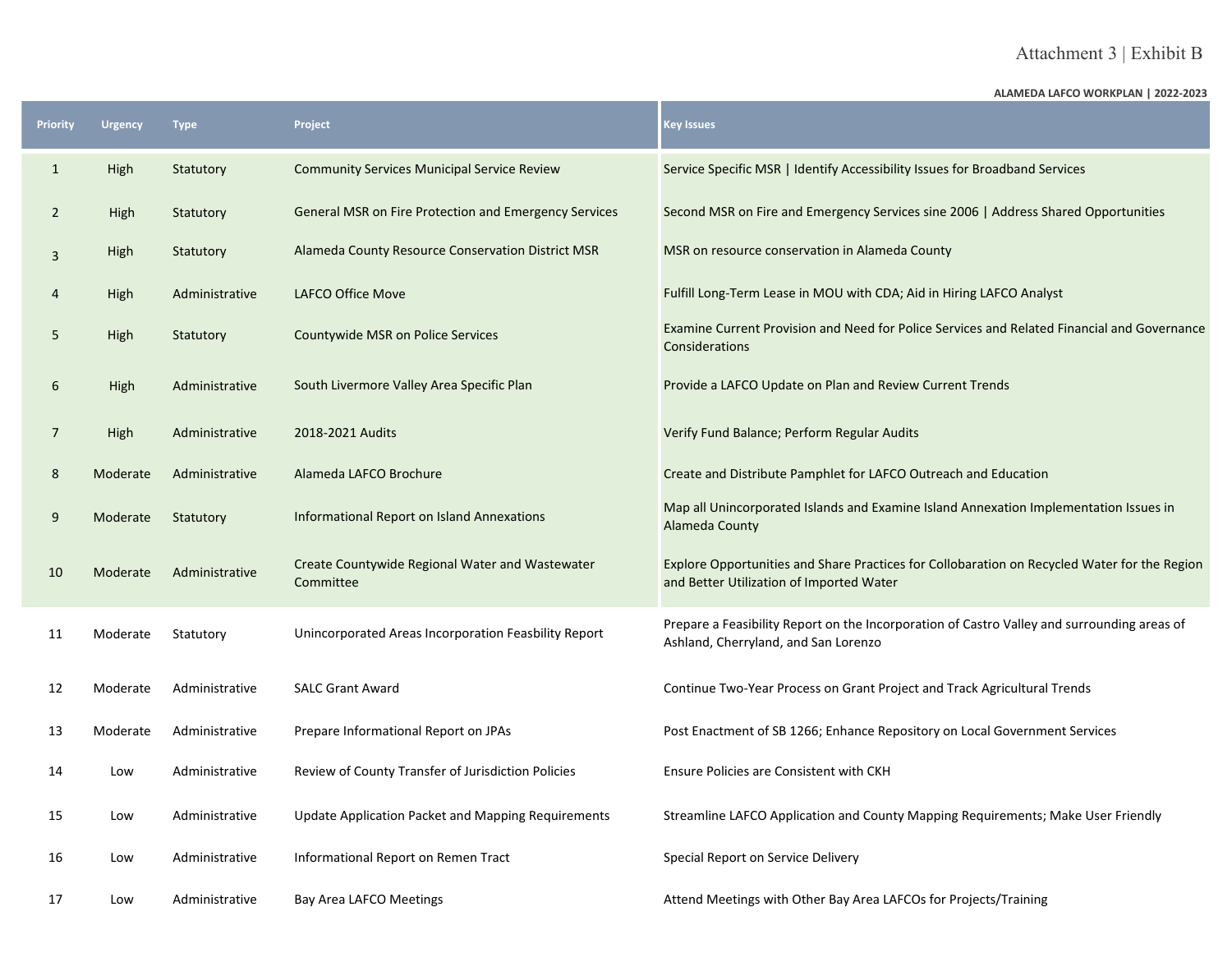Attachment 3 | Exhibit B

**ALAMEDA LAFCO WORKPLAN | 2022-2023**

| Priority | Urgency | Type | Project | Key Issues |
|---|---|---|---|---|
| 1 | High | Statutory | Community Services Municipal Service Review | Service Specific MSR \| Identify Accessibility Issues for Broadband Services |
| 2 | High | Statutory | General MSR on Fire Protection and Emergency Services | Second MSR on Fire and Emergency Services sine 2006 \| Address Shared Opportunities |
| 3 | High | Statutory | Alameda County Resource Conservation District MSR | MSR on resource conservation in Alameda County |
| 4 | High | Administrative | LAFCO Office Move | Fulfill Long-Term Lease in MOU with CDA; Aid in Hiring LAFCO Analyst |
| 5 | High | Statutory | Countywide MSR on Police Services | Examine Current Provision and Need for Police Services and Related Financial and Governance Considerations |
| 6 | High | Administrative | South Livermore Valley Area Specific Plan | Provide a LAFCO Update on Plan and Review Current Trends |
| 7 | High | Administrative | 2018-2021 Audits | Verify Fund Balance; Perform Regular Audits |
| 8 | Moderate | Administrative | Alameda LAFCO Brochure | Create and Distribute Pamphlet for LAFCO Outreach and Education |
| 9 | Moderate | Statutory | Informational Report on Island Annexations | Map all Unincorporated Islands and Examine Island Annexation Implementation Issues in Alameda County |
| 10 | Moderate | Administrative | Create Countywide Regional Water and Wastewater Committee | Explore Opportunities and Share Practices for Collobaration on Recycled Water for the Region and Better Utilization of Imported Water |
| 11 | Moderate | Statutory | Unincorporated Areas Incorporation Feasbility Report | Prepare a Feasibility Report on the Incorporation of Castro Valley and surrounding areas of Ashland, Cherryland, and San Lorenzo |
| 12 | Moderate | Administrative | SALC Grant Award | Continue Two-Year Process on Grant Project and Track Agricultural Trends |
| 13 | Moderate | Administrative | Prepare Informational Report on JPAs | Post Enactment of SB 1266; Enhance Repository on Local Government Services |
| 14 | Low | Administrative | Review of County Transfer of Jurisdiction Policies | Ensure Policies are Consistent with CKH |
| 15 | Low | Administrative | Update Application Packet and Mapping Requirements | Streamline LAFCO Application and County Mapping Requirements; Make User Friendly |
| 16 | Low | Administrative | Informational Report on Remen Tract | Special Report on Service Delivery |
| 17 | Low | Administrative | Bay Area LAFCO Meetings | Attend Meetings with Other Bay Area LAFCOs for Projects/Training |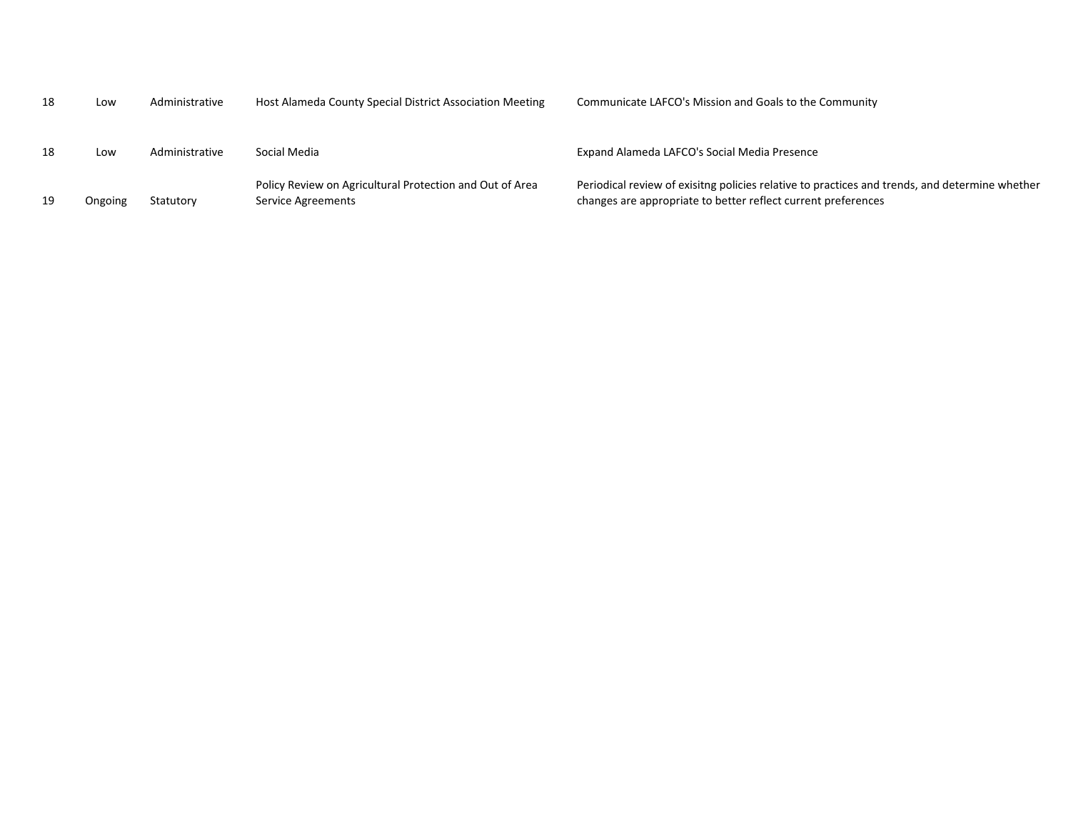| | | | | |
|---|---|---|---|---|
| 18 | Low | Administrative | Host Alameda County Special District Association Meeting | Communicate LAFCO's Mission and Goals to the Community |
| 18 | Low | Administrative | Social Media | Expand Alameda LAFCO's Social Media Presence |
| 19 | Ongoing | Statutory | Policy Review on Agricultural Protection and Out of Area Service Agreements | Periodical review of exisitng policies relative to practices and trends, and determine whether changes are appropriate to better reflect current preferences |